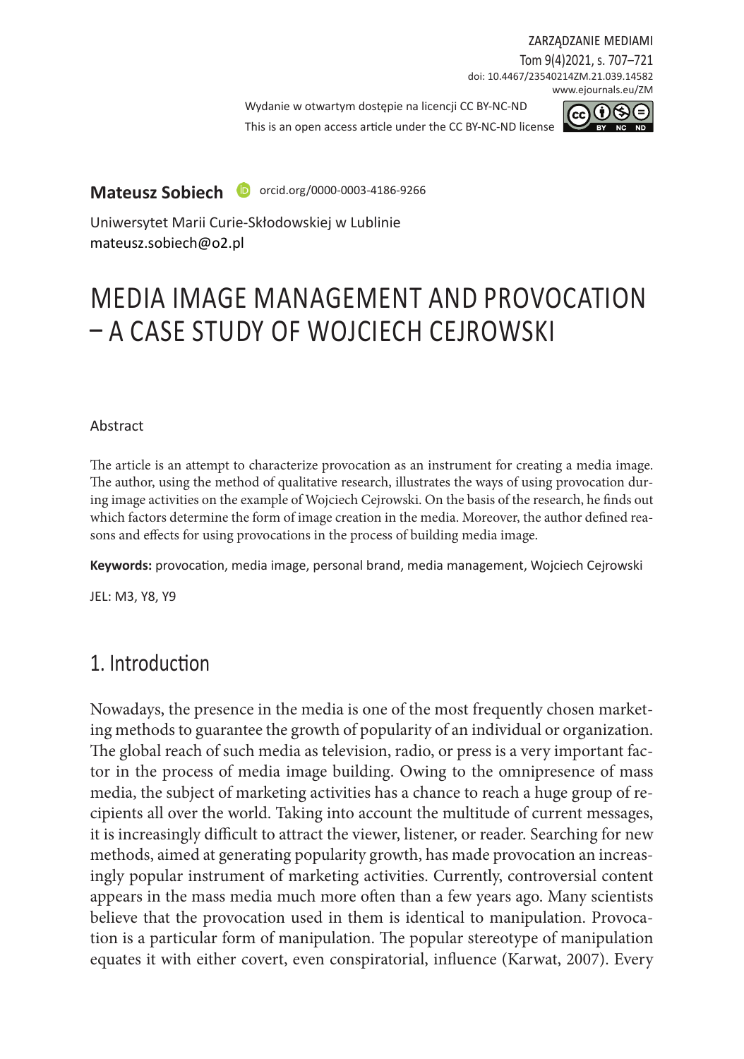Wydanie w otwartym dostępie na licencji CC BY-NC-ND
This is an open access article under the CC BY-NC-ND license

**Mateusz Sobiech** orcid.org/0000-0003-4186-9266

Uniwersytet Marii Curie-Skłodowskiej w Lublinie
mateusz.sobiech@o2.pl

# MEDIA IMAGE MANAGEMENT AND PROVOCATION – A CASE STUDY OF WOJCIECH CEJROWSKI

Abstract

The article is an attempt to characterize provocation as an instrument for creating a media image. The author, using the method of qualitative research, illustrates the ways of using provocation during image activities on the example of Wojciech Cejrowski. On the basis of the research, he finds out which factors determine the form of image creation in the media. Moreover, the author defined reasons and effects for using provocations in the process of building media image.

**Keywords:** provocation, media image, personal brand, media management, Wojciech Cejrowski

JEL: M3, Y8, Y9

## 1. Introduction

Nowadays, the presence in the media is one of the most frequently chosen marketing methods to guarantee the growth of popularity of an individual or organization. The global reach of such media as television, radio, or press is a very important factor in the process of media image building. Owing to the omnipresence of mass media, the subject of marketing activities has a chance to reach a huge group of recipients all over the world. Taking into account the multitude of current messages, it is increasingly difficult to attract the viewer, listener, or reader. Searching for new methods, aimed at generating popularity growth, has made provocation an increasingly popular instrument of marketing activities. Currently, controversial content appears in the mass media much more often than a few years ago. Many scientists believe that the provocation used in them is identical to manipulation. Provocation is a particular form of manipulation. The popular stereotype of manipulation equates it with either covert, even conspiratorial, influence (Karwat, 2007). Every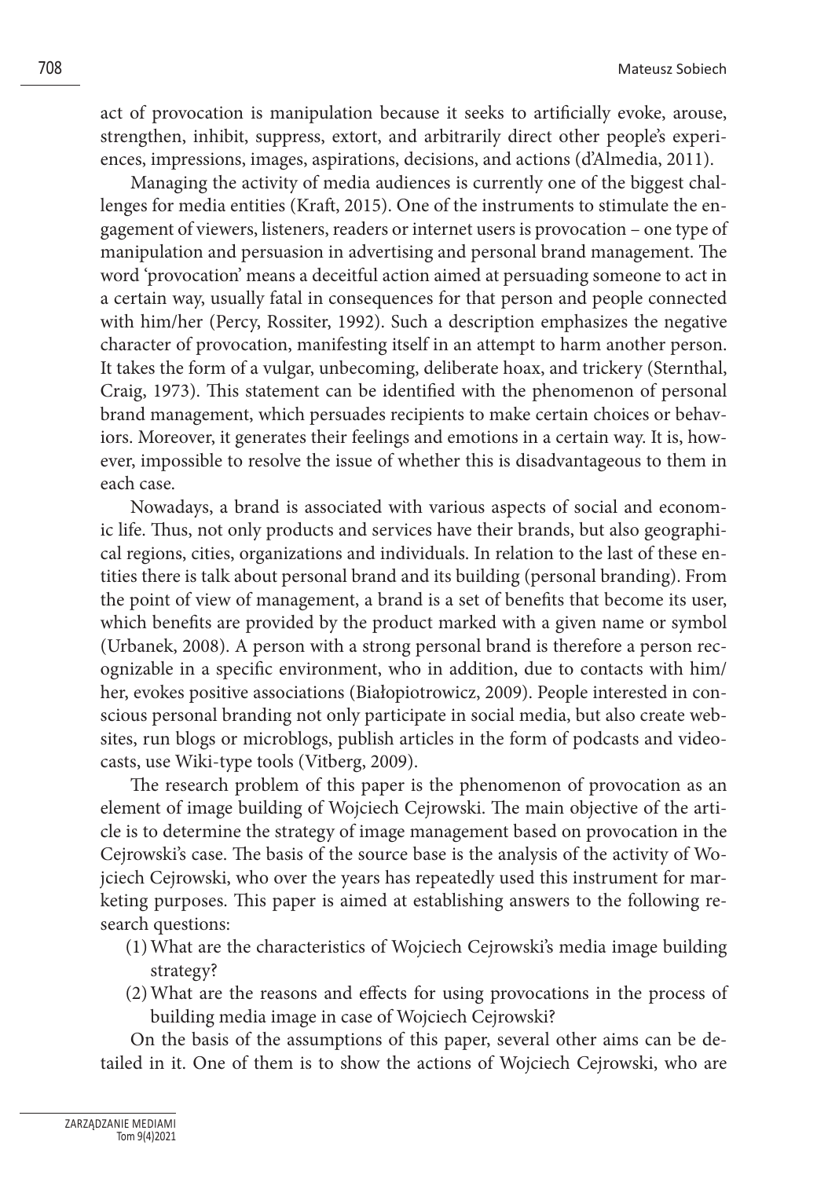act of provocation is manipulation because it seeks to artificially evoke, arouse, strengthen, inhibit, suppress, extort, and arbitrarily direct other people's experiences, impressions, images, aspirations, decisions, and actions (d'Almedia, 2011).

Managing the activity of media audiences is currently one of the biggest challenges for media entities (Kraft, 2015). One of the instruments to stimulate the engagement of viewers, listeners, readers or internet users is provocation – one type of manipulation and persuasion in advertising and personal brand management. The word 'provocation' means a deceitful action aimed at persuading someone to act in a certain way, usually fatal in consequences for that person and people connected with him/her (Percy, Rossiter, 1992). Such a description emphasizes the negative character of provocation, manifesting itself in an attempt to harm another person. It takes the form of a vulgar, unbecoming, deliberate hoax, and trickery (Sternthal, Craig, 1973). This statement can be identified with the phenomenon of personal brand management, which persuades recipients to make certain choices or behaviors. Moreover, it generates their feelings and emotions in a certain way. It is, however, impossible to resolve the issue of whether this is disadvantageous to them in each case.

Nowadays, a brand is associated with various aspects of social and economic life. Thus, not only products and services have their brands, but also geographical regions, cities, organizations and individuals. In relation to the last of these entities there is talk about personal brand and its building (personal branding). From the point of view of management, a brand is a set of benefits that become its user, which benefits are provided by the product marked with a given name or symbol (Urbanek, 2008). A person with a strong personal brand is therefore a person recognizable in a specific environment, who in addition, due to contacts with him/her, evokes positive associations (Białopiotrowicz, 2009). People interested in conscious personal branding not only participate in social media, but also create websites, run blogs or microblogs, publish articles in the form of podcasts and videocasts, use Wiki-type tools (Vitberg, 2009).

The research problem of this paper is the phenomenon of provocation as an element of image building of Wojciech Cejrowski. The main objective of the article is to determine the strategy of image management based on provocation in the Cejrowski's case. The basis of the source base is the analysis of the activity of Wojciech Cejrowski, who over the years has repeatedly used this instrument for marketing purposes. This paper is aimed at establishing answers to the following research questions:

(1) What are the characteristics of Wojciech Cejrowski's media image building strategy?
(2) What are the reasons and effects for using provocations in the process of building media image in case of Wojciech Cejrowski?

On the basis of the assumptions of this paper, several other aims can be detailed in it. One of them is to show the actions of Wojciech Cejrowski, who are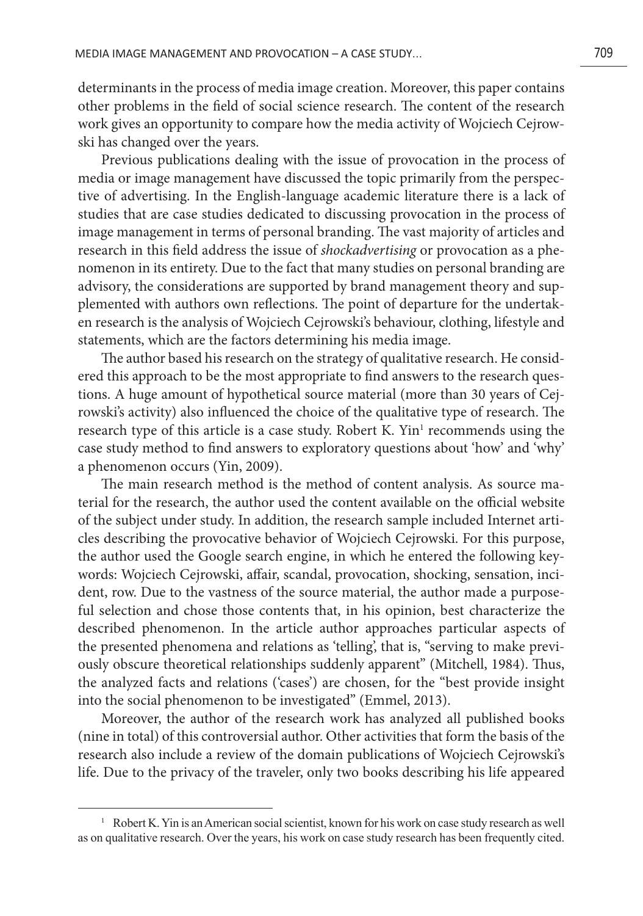determinants in the process of media image creation. Moreover, this paper contains other problems in the field of social science research. The content of the research work gives an opportunity to compare how the media activity of Wojciech Cejrowski has changed over the years.

Previous publications dealing with the issue of provocation in the process of media or image management have discussed the topic primarily from the perspective of advertising. In the English-language academic literature there is a lack of studies that are case studies dedicated to discussing provocation in the process of image management in terms of personal branding. The vast majority of articles and research in this field address the issue of *shockadvertising* or provocation as a phenomenon in its entirety. Due to the fact that many studies on personal branding are advisory, the considerations are supported by brand management theory and supplemented with authors own reflections. The point of departure for the undertaken research is the analysis of Wojciech Cejrowski's behaviour, clothing, lifestyle and statements, which are the factors determining his media image.

The author based his research on the strategy of qualitative research. He considered this approach to be the most appropriate to find answers to the research questions. A huge amount of hypothetical source material (more than 30 years of Cejrowski's activity) also influenced the choice of the qualitative type of research. The research type of this article is a case study. Robert K. Yin[1] recommends using the case study method to find answers to exploratory questions about 'how' and 'why' a phenomenon occurs (Yin, 2009).

The main research method is the method of content analysis. As source material for the research, the author used the content available on the official website of the subject under study. In addition, the research sample included Internet articles describing the provocative behavior of Wojciech Cejrowski. For this purpose, the author used the Google search engine, in which he entered the following keywords: Wojciech Cejrowski, affair, scandal, provocation, shocking, sensation, incident, row. Due to the vastness of the source material, the author made a purposeful selection and chose those contents that, in his opinion, best characterize the described phenomenon. In the article author approaches particular aspects of the presented phenomena and relations as 'telling', that is, "serving to make previously obscure theoretical relationships suddenly apparent" (Mitchell, 1984). Thus, the analyzed facts and relations ('cases') are chosen, for the "best provide insight into the social phenomenon to be investigated" (Emmel, 2013).

Moreover, the author of the research work has analyzed all published books (nine in total) of this controversial author. Other activities that form the basis of the research also include a review of the domain publications of Wojciech Cejrowski's life. Due to the privacy of the traveler, only two books describing his life appeared

[1] Robert K. Yin is an American social scientist, known for his work on case study research as well as on qualitative research. Over the years, his work on case study research has been frequently cited.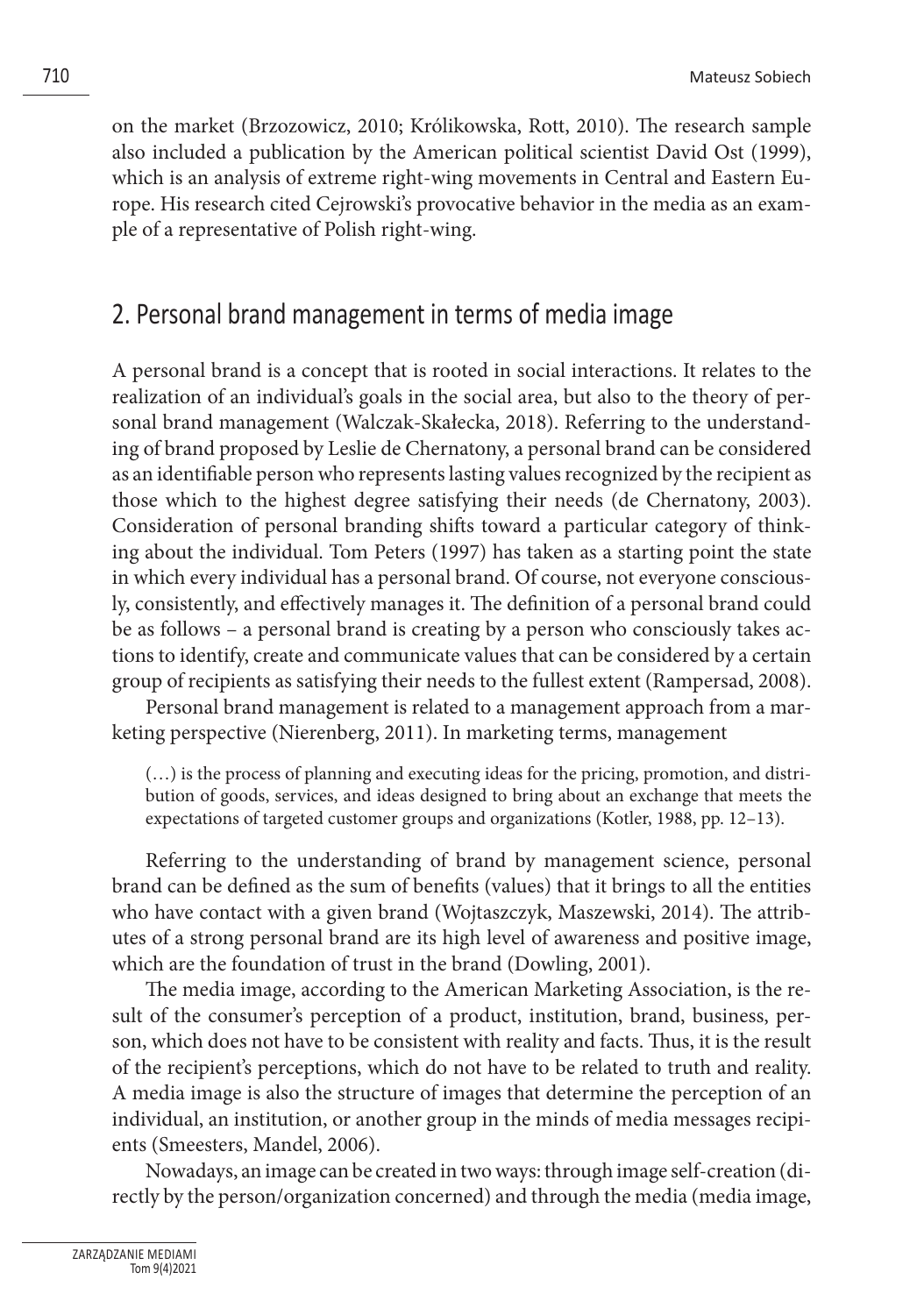on the market (Brzozowicz, 2010; Królikowska, Rott, 2010). The research sample also included a publication by the American political scientist David Ost (1999), which is an analysis of extreme right-wing movements in Central and Eastern Europe. His research cited Cejrowski's provocative behavior in the media as an example of a representative of Polish right-wing.

## 2. Personal brand management in terms of media image

A personal brand is a concept that is rooted in social interactions. It relates to the realization of an individual's goals in the social area, but also to the theory of personal brand management (Walczak-Skałecka, 2018). Referring to the understanding of brand proposed by Leslie de Chernatony, a personal brand can be considered as an identifiable person who represents lasting values recognized by the recipient as those which to the highest degree satisfying their needs (de Chernatony, 2003). Consideration of personal branding shifts toward a particular category of thinking about the individual. Tom Peters (1997) has taken as a starting point the state in which every individual has a personal brand. Of course, not everyone consciously, consistently, and effectively manages it. The definition of a personal brand could be as follows – a personal brand is creating by a person who consciously takes actions to identify, create and communicate values that can be considered by a certain group of recipients as satisfying their needs to the fullest extent (Rampersad, 2008).

Personal brand management is related to a management approach from a marketing perspective (Nierenberg, 2011). In marketing terms, management

> (…) is the process of planning and executing ideas for the pricing, promotion, and distribution of goods, services, and ideas designed to bring about an exchange that meets the expectations of targeted customer groups and organizations (Kotler, 1988, pp. 12–13).

Referring to the understanding of brand by management science, personal brand can be defined as the sum of benefits (values) that it brings to all the entities who have contact with a given brand (Wojtaszczyk, Maszewski, 2014). The attributes of a strong personal brand are its high level of awareness and positive image, which are the foundation of trust in the brand (Dowling, 2001).

The media image, according to the American Marketing Association, is the result of the consumer's perception of a product, institution, brand, business, person, which does not have to be consistent with reality and facts. Thus, it is the result of the recipient's perceptions, which do not have to be related to truth and reality. A media image is also the structure of images that determine the perception of an individual, an institution, or another group in the minds of media messages recipients (Smeesters, Mandel, 2006).

Nowadays, an image can be created in two ways: through image self-creation (directly by the person/organization concerned) and through the media (media image,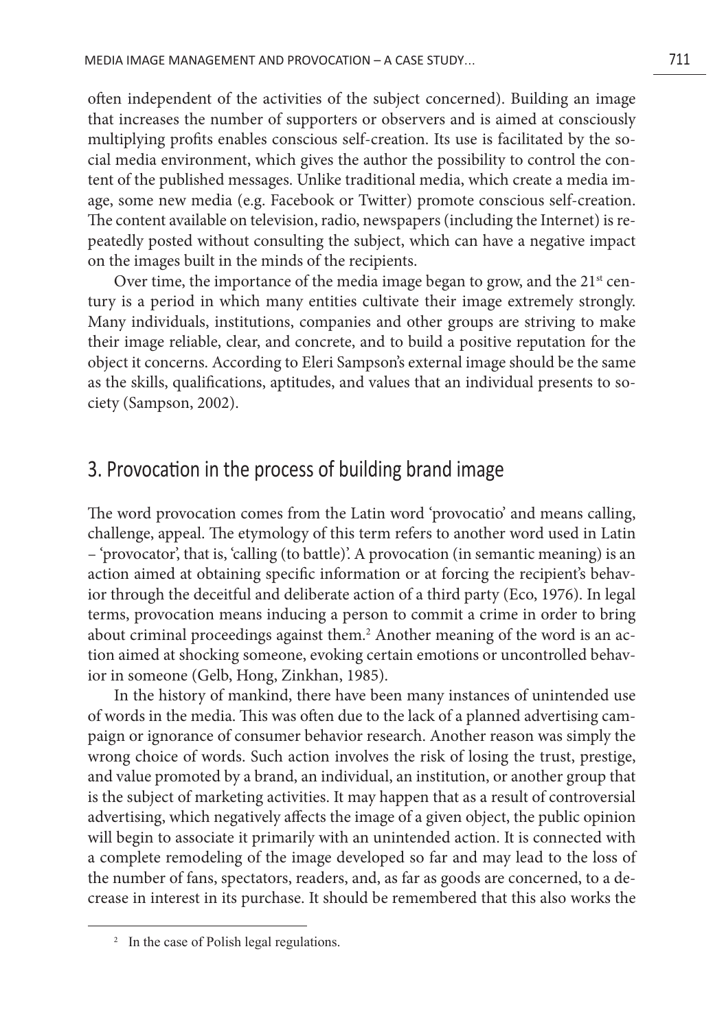often independent of the activities of the subject concerned). Building an image that increases the number of supporters or observers and is aimed at consciously multiplying profits enables conscious self-creation. Its use is facilitated by the social media environment, which gives the author the possibility to control the content of the published messages. Unlike traditional media, which create a media image, some new media (e.g. Facebook or Twitter) promote conscious self-creation. The content available on television, radio, newspapers (including the Internet) is repeatedly posted without consulting the subject, which can have a negative impact on the images built in the minds of the recipients.

Over time, the importance of the media image began to grow, and the 21st century is a period in which many entities cultivate their image extremely strongly. Many individuals, institutions, companies and other groups are striving to make their image reliable, clear, and concrete, and to build a positive reputation for the object it concerns. According to Eleri Sampson's external image should be the same as the skills, qualifications, aptitudes, and values that an individual presents to society (Sampson, 2002).

## 3. Provocation in the process of building brand image

The word provocation comes from the Latin word 'provocatio' and means calling, challenge, appeal. The etymology of this term refers to another word used in Latin – 'provocator', that is, 'calling (to battle)'. A provocation (in semantic meaning) is an action aimed at obtaining specific information or at forcing the recipient's behavior through the deceitful and deliberate action of a third party (Eco, 1976). In legal terms, provocation means inducing a person to commit a crime in order to bring about criminal proceedings against them.[2] Another meaning of the word is an action aimed at shocking someone, evoking certain emotions or uncontrolled behavior in someone (Gelb, Hong, Zinkhan, 1985).

In the history of mankind, there have been many instances of unintended use of words in the media. This was often due to the lack of a planned advertising campaign or ignorance of consumer behavior research. Another reason was simply the wrong choice of words. Such action involves the risk of losing the trust, prestige, and value promoted by a brand, an individual, an institution, or another group that is the subject of marketing activities. It may happen that as a result of controversial advertising, which negatively affects the image of a given object, the public opinion will begin to associate it primarily with an unintended action. It is connected with a complete remodeling of the image developed so far and may lead to the loss of the number of fans, spectators, readers, and, as far as goods are concerned, to a decrease in interest in its purchase. It should be remembered that this also works the

[2] In the case of Polish legal regulations.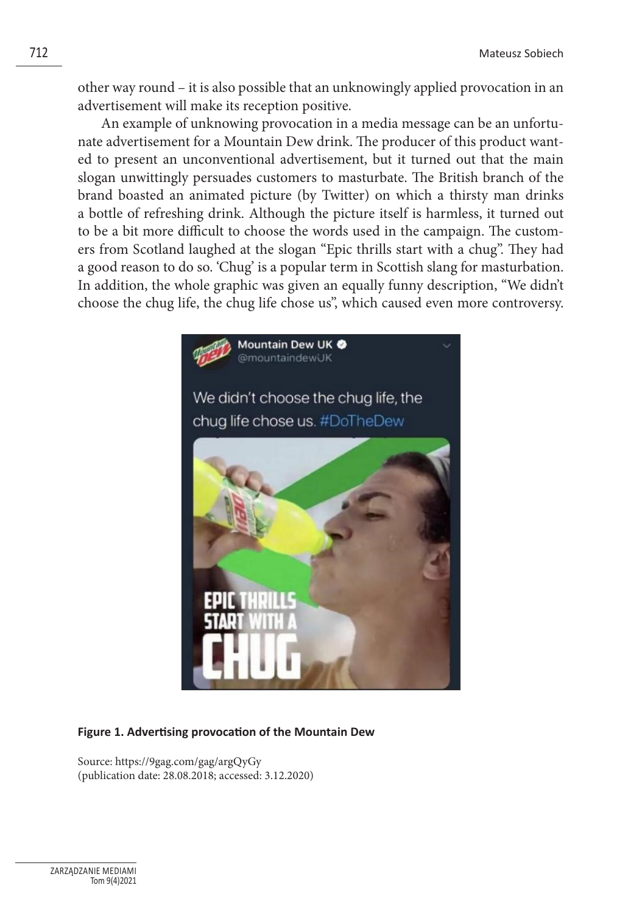other way round – it is also possible that an unknowingly applied provocation in an advertisement will make its reception positive.

An example of unknowing provocation in a media message can be an unfortunate advertisement for a Mountain Dew drink. The producer of this product wanted to present an unconventional advertisement, but it turned out that the main slogan unwittingly persuades customers to masturbate. The British branch of the brand boasted an animated picture (by Twitter) on which a thirsty man drinks a bottle of refreshing drink. Although the picture itself is harmless, it turned out to be a bit more difficult to choose the words used in the campaign. The customers from Scotland laughed at the slogan "Epic thrills start with a chug". They had a good reason to do so. 'Chug' is a popular term in Scottish slang for masturbation. In addition, the whole graphic was given an equally funny description, "We didn't choose the chug life, the chug life chose us", which caused even more controversy.

**Figure 1. Advertising provocation of the Mountain Dew**

Source: https://9gag.com/gag/argQyGy
(publication date: 28.08.2018; accessed: 3.12.2020)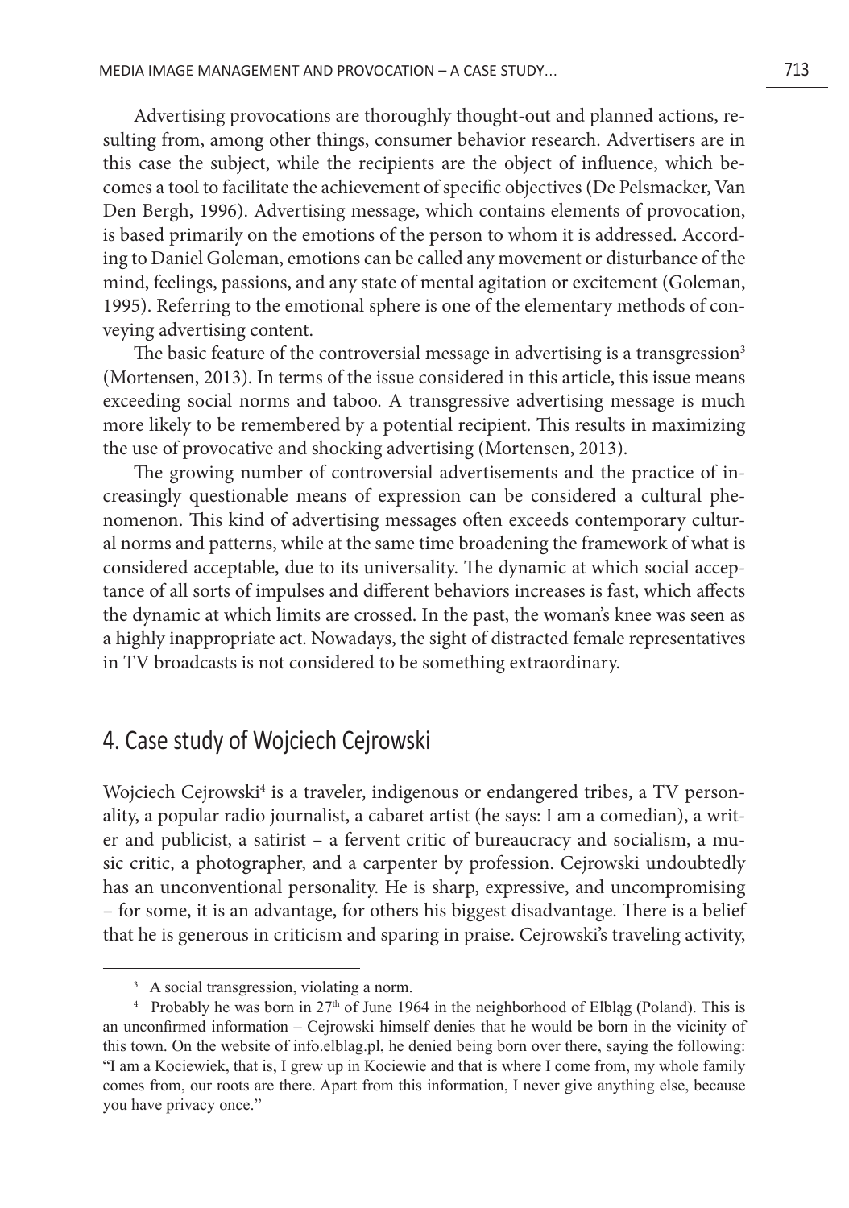Advertising provocations are thoroughly thought-out and planned actions, resulting from, among other things, consumer behavior research. Advertisers are in this case the subject, while the recipients are the object of influence, which becomes a tool to facilitate the achievement of specific objectives (De Pelsmacker, Van Den Bergh, 1996). Advertising message, which contains elements of provocation, is based primarily on the emotions of the person to whom it is addressed. According to Daniel Goleman, emotions can be called any movement or disturbance of the mind, feelings, passions, and any state of mental agitation or excitement (Goleman, 1995). Referring to the emotional sphere is one of the elementary methods of conveying advertising content.

The basic feature of the controversial message in advertising is a transgression[3] (Mortensen, 2013). In terms of the issue considered in this article, this issue means exceeding social norms and taboo. A transgressive advertising message is much more likely to be remembered by a potential recipient. This results in maximizing the use of provocative and shocking advertising (Mortensen, 2013).

The growing number of controversial advertisements and the practice of increasingly questionable means of expression can be considered a cultural phenomenon. This kind of advertising messages often exceeds contemporary cultural norms and patterns, while at the same time broadening the framework of what is considered acceptable, due to its universality. The dynamic at which social acceptance of all sorts of impulses and different behaviors increases is fast, which affects the dynamic at which limits are crossed. In the past, the woman's knee was seen as a highly inappropriate act. Nowadays, the sight of distracted female representatives in TV broadcasts is not considered to be something extraordinary.

## 4. Case study of Wojciech Cejrowski

Wojciech Cejrowski[4] is a traveler, indigenous or endangered tribes, a TV personality, a popular radio journalist, a cabaret artist (he says: I am a comedian), a writer and publicist, a satirist – a fervent critic of bureaucracy and socialism, a music critic, a photographer, and a carpenter by profession. Cejrowski undoubtedly has an unconventional personality. He is sharp, expressive, and uncompromising – for some, it is an advantage, for others his biggest disadvantage. There is a belief that he is generous in criticism and sparing in praise. Cejrowski's traveling activity,

---

[3] A social transgression, violating a norm.

[4] Probably he was born in 27th of June 1964 in the neighborhood of Elbląg (Poland). This is an unconfirmed information – Cejrowski himself denies that he would be born in the vicinity of this town. On the website of info.elblag.pl, he denied being born over there, saying the following: "I am a Kociewiek, that is, I grew up in Kociewie and that is where I come from, my whole family comes from, our roots are there. Apart from this information, I never give anything else, because you have privacy once."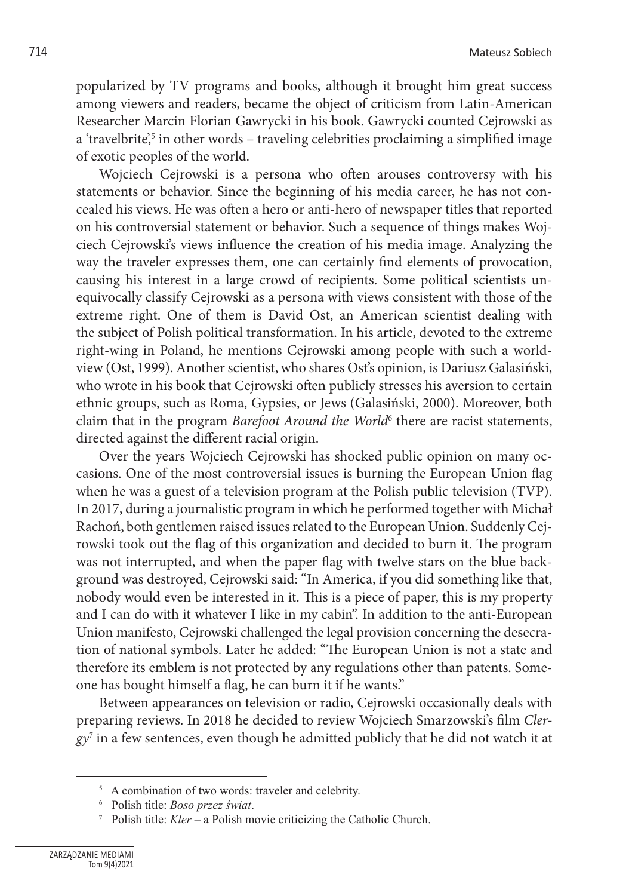popularized by TV programs and books, although it brought him great success among viewers and readers, became the object of criticism from Latin-American Researcher Marcin Florian Gawrycki in his book. Gawrycki counted Cejrowski as a 'travelbrite',[5] in other words – traveling celebrities proclaiming a simplified image of exotic peoples of the world.

Wojciech Cejrowski is a persona who often arouses controversy with his statements or behavior. Since the beginning of his media career, he has not concealed his views. He was often a hero or anti-hero of newspaper titles that reported on his controversial statement or behavior. Such a sequence of things makes Wojciech Cejrowski's views influence the creation of his media image. Analyzing the way the traveler expresses them, one can certainly find elements of provocation, causing his interest in a large crowd of recipients. Some political scientists unequivocally classify Cejrowski as a persona with views consistent with those of the extreme right. One of them is David Ost, an American scientist dealing with the subject of Polish political transformation. In his article, devoted to the extreme right-wing in Poland, he mentions Cejrowski among people with such a worldview (Ost, 1999). Another scientist, who shares Ost's opinion, is Dariusz Galasiński, who wrote in his book that Cejrowski often publicly stresses his aversion to certain ethnic groups, such as Roma, Gypsies, or Jews (Galasiński, 2000). Moreover, both claim that in the program *Barefoot Around the World*[6] there are racist statements, directed against the different racial origin.

Over the years Wojciech Cejrowski has shocked public opinion on many occasions. One of the most controversial issues is burning the European Union flag when he was a guest of a television program at the Polish public television (TVP). In 2017, during a journalistic program in which he performed together with Michał Rachoń, both gentlemen raised issues related to the European Union. Suddenly Cejrowski took out the flag of this organization and decided to burn it. The program was not interrupted, and when the paper flag with twelve stars on the blue background was destroyed, Cejrowski said: "In America, if you did something like that, nobody would even be interested in it. This is a piece of paper, this is my property and I can do with it whatever I like in my cabin". In addition to the anti-European Union manifesto, Cejrowski challenged the legal provision concerning the desecration of national symbols. Later he added: "The European Union is not a state and therefore its emblem is not protected by any regulations other than patents. Someone has bought himself a flag, he can burn it if he wants."

Between appearances on television or radio, Cejrowski occasionally deals with preparing reviews. In 2018 he decided to review Wojciech Smarzowski's film *Clergy*[7] in a few sentences, even though he admitted publicly that he did not watch it at

---

[5] A combination of two words: traveler and celebrity.

[6] Polish title: *Boso przez świat*.

[7] Polish title: *Kler* – a Polish movie criticizing the Catholic Church.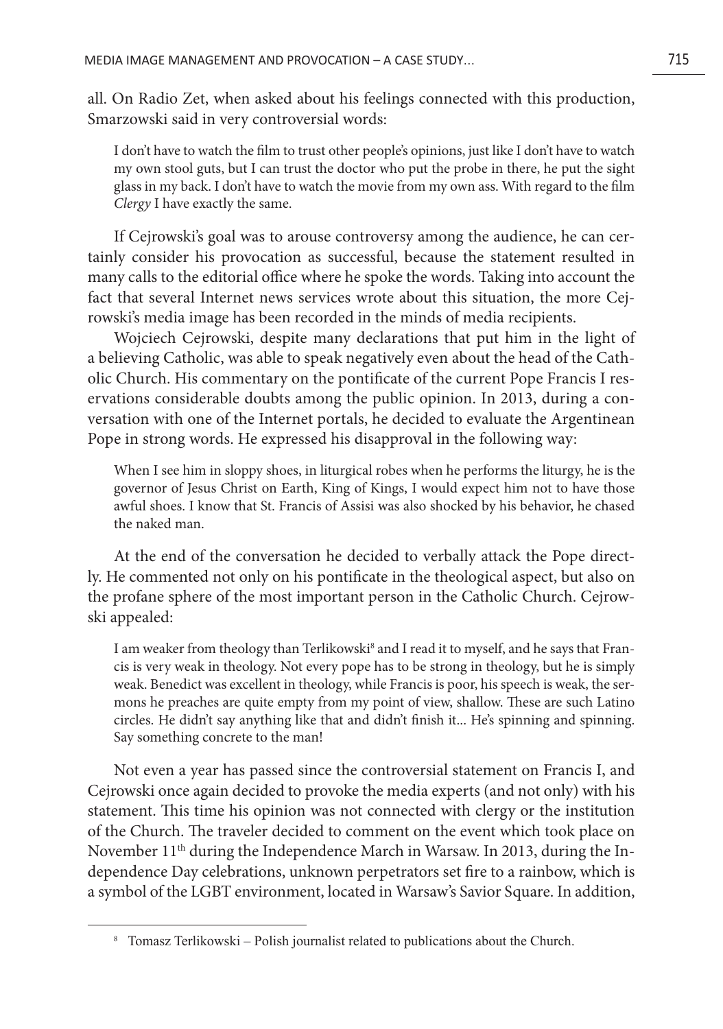all. On Radio Zet, when asked about his feelings connected with this production, Smarzowski said in very controversial words:

> I don't have to watch the film to trust other people's opinions, just like I don't have to watch my own stool guts, but I can trust the doctor who put the probe in there, he put the sight glass in my back. I don't have to watch the movie from my own ass. With regard to the film *Clergy* I have exactly the same.

If Cejrowski's goal was to arouse controversy among the audience, he can certainly consider his provocation as successful, because the statement resulted in many calls to the editorial office where he spoke the words. Taking into account the fact that several Internet news services wrote about this situation, the more Cejrowski's media image has been recorded in the minds of media recipients.

Wojciech Cejrowski, despite many declarations that put him in the light of a believing Catholic, was able to speak negatively even about the head of the Catholic Church. His commentary on the pontificate of the current Pope Francis I reservations considerable doubts among the public opinion. In 2013, during a conversation with one of the Internet portals, he decided to evaluate the Argentinean Pope in strong words. He expressed his disapproval in the following way:

> When I see him in sloppy shoes, in liturgical robes when he performs the liturgy, he is the governor of Jesus Christ on Earth, King of Kings, I would expect him not to have those awful shoes. I know that St. Francis of Assisi was also shocked by his behavior, he chased the naked man.

At the end of the conversation he decided to verbally attack the Pope directly. He commented not only on his pontificate in the theological aspect, but also on the profane sphere of the most important person in the Catholic Church. Cejrowski appealed:

> I am weaker from theology than Terlikowski[8] and I read it to myself, and he says that Francis is very weak in theology. Not every pope has to be strong in theology, but he is simply weak. Benedict was excellent in theology, while Francis is poor, his speech is weak, the sermons he preaches are quite empty from my point of view, shallow. These are such Latino circles. He didn't say anything like that and didn't finish it... He's spinning and spinning. Say something concrete to the man!

Not even a year has passed since the controversial statement on Francis I, and Cejrowski once again decided to provoke the media experts (and not only) with his statement. This time his opinion was not connected with clergy or the institution of the Church. The traveler decided to comment on the event which took place on November 11th during the Independence March in Warsaw. In 2013, during the Independence Day celebrations, unknown perpetrators set fire to a rainbow, which is a symbol of the LGBT environment, located in Warsaw's Savior Square. In addition,

---

[8] Tomasz Terlikowski – Polish journalist related to publications about the Church.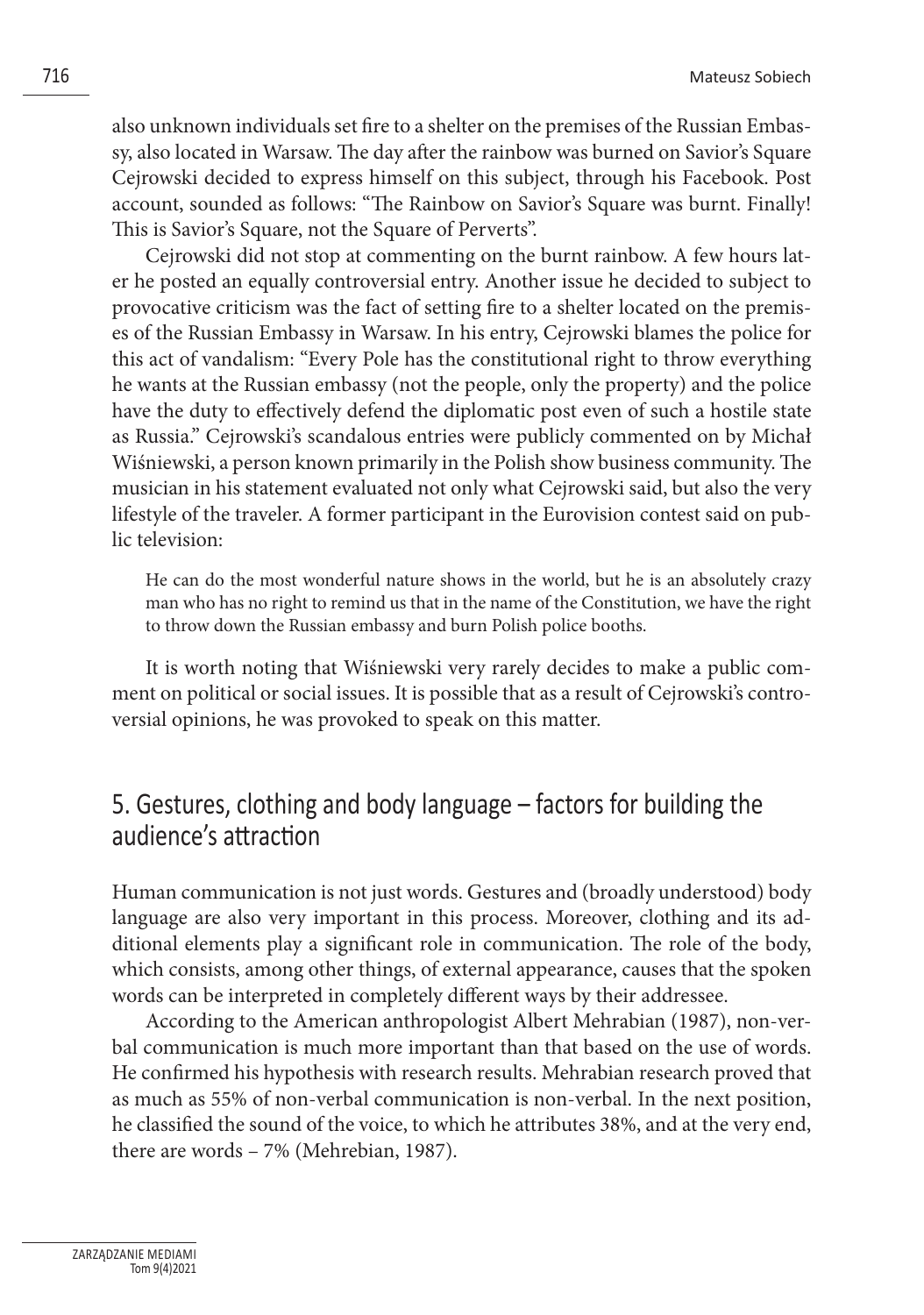also unknown individuals set fire to a shelter on the premises of the Russian Embassy, also located in Warsaw. The day after the rainbow was burned on Savior's Square Cejrowski decided to express himself on this subject, through his Facebook. Post account, sounded as follows: "The Rainbow on Savior's Square was burnt. Finally! This is Savior's Square, not the Square of Perverts".

Cejrowski did not stop at commenting on the burnt rainbow. A few hours later he posted an equally controversial entry. Another issue he decided to subject to provocative criticism was the fact of setting fire to a shelter located on the premises of the Russian Embassy in Warsaw. In his entry, Cejrowski blames the police for this act of vandalism: "Every Pole has the constitutional right to throw everything he wants at the Russian embassy (not the people, only the property) and the police have the duty to effectively defend the diplomatic post even of such a hostile state as Russia." Cejrowski's scandalous entries were publicly commented on by Michał Wiśniewski, a person known primarily in the Polish show business community. The musician in his statement evaluated not only what Cejrowski said, but also the very lifestyle of the traveler. A former participant in the Eurovision contest said on public television:

> He can do the most wonderful nature shows in the world, but he is an absolutely crazy man who has no right to remind us that in the name of the Constitution, we have the right to throw down the Russian embassy and burn Polish police booths.

It is worth noting that Wiśniewski very rarely decides to make a public comment on political or social issues. It is possible that as a result of Cejrowski's controversial opinions, he was provoked to speak on this matter.

## 5. Gestures, clothing and body language – factors for building the audience's attraction

Human communication is not just words. Gestures and (broadly understood) body language are also very important in this process. Moreover, clothing and its additional elements play a significant role in communication. The role of the body, which consists, among other things, of external appearance, causes that the spoken words can be interpreted in completely different ways by their addressee.

According to the American anthropologist Albert Mehrabian (1987), non-verbal communication is much more important than that based on the use of words. He confirmed his hypothesis with research results. Mehrabian research proved that as much as 55% of non-verbal communication is non-verbal. In the next position, he classified the sound of the voice, to which he attributes 38%, and at the very end, there are words – 7% (Mehrebian, 1987).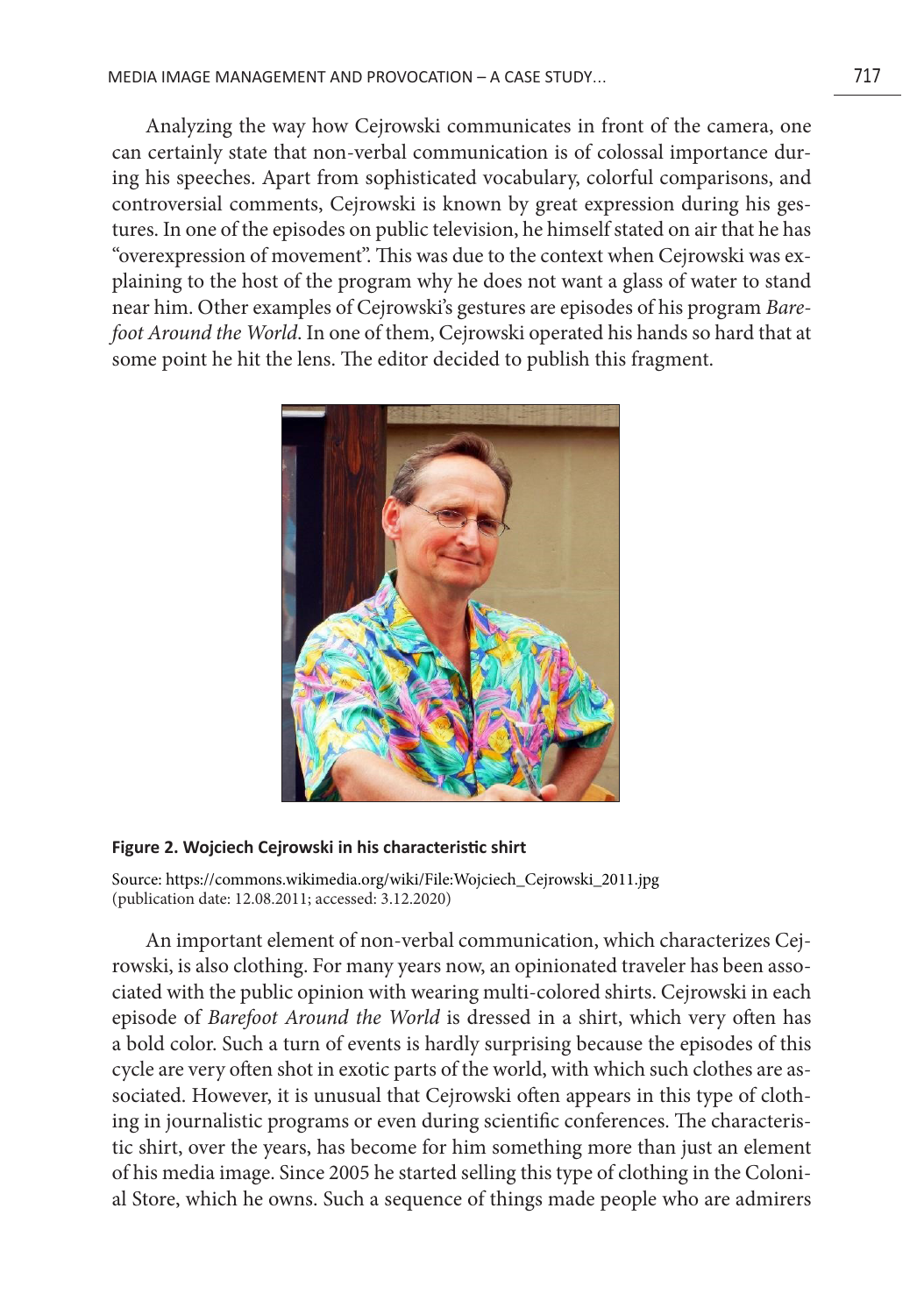Analyzing the way how Cejrowski communicates in front of the camera, one can certainly state that non-verbal communication is of colossal importance during his speeches. Apart from sophisticated vocabulary, colorful comparisons, and controversial comments, Cejrowski is known by great expression during his gestures. In one of the episodes on public television, he himself stated on air that he has "overexpression of movement". This was due to the context when Cejrowski was explaining to the host of the program why he does not want a glass of water to stand near him. Other examples of Cejrowski's gestures are episodes of his program *Barefoot Around the World*. In one of them, Cejrowski operated his hands so hard that at some point he hit the lens. The editor decided to publish this fragment.

**Figure 2. Wojciech Cejrowski in his characteristic shirt**

Source: https://commons.wikimedia.org/wiki/File:Wojciech_Cejrowski_2011.jpg (publication date: 12.08.2011; accessed: 3.12.2020)

An important element of non-verbal communication, which characterizes Cejrowski, is also clothing. For many years now, an opinionated traveler has been associated with the public opinion with wearing multi-colored shirts. Cejrowski in each episode of *Barefoot Around the World* is dressed in a shirt, which very often has a bold color. Such a turn of events is hardly surprising because the episodes of this cycle are very often shot in exotic parts of the world, with which such clothes are associated. However, it is unusual that Cejrowski often appears in this type of clothing in journalistic programs or even during scientific conferences. The characteristic shirt, over the years, has become for him something more than just an element of his media image. Since 2005 he started selling this type of clothing in the Colonial Store, which he owns. Such a sequence of things made people who are admirers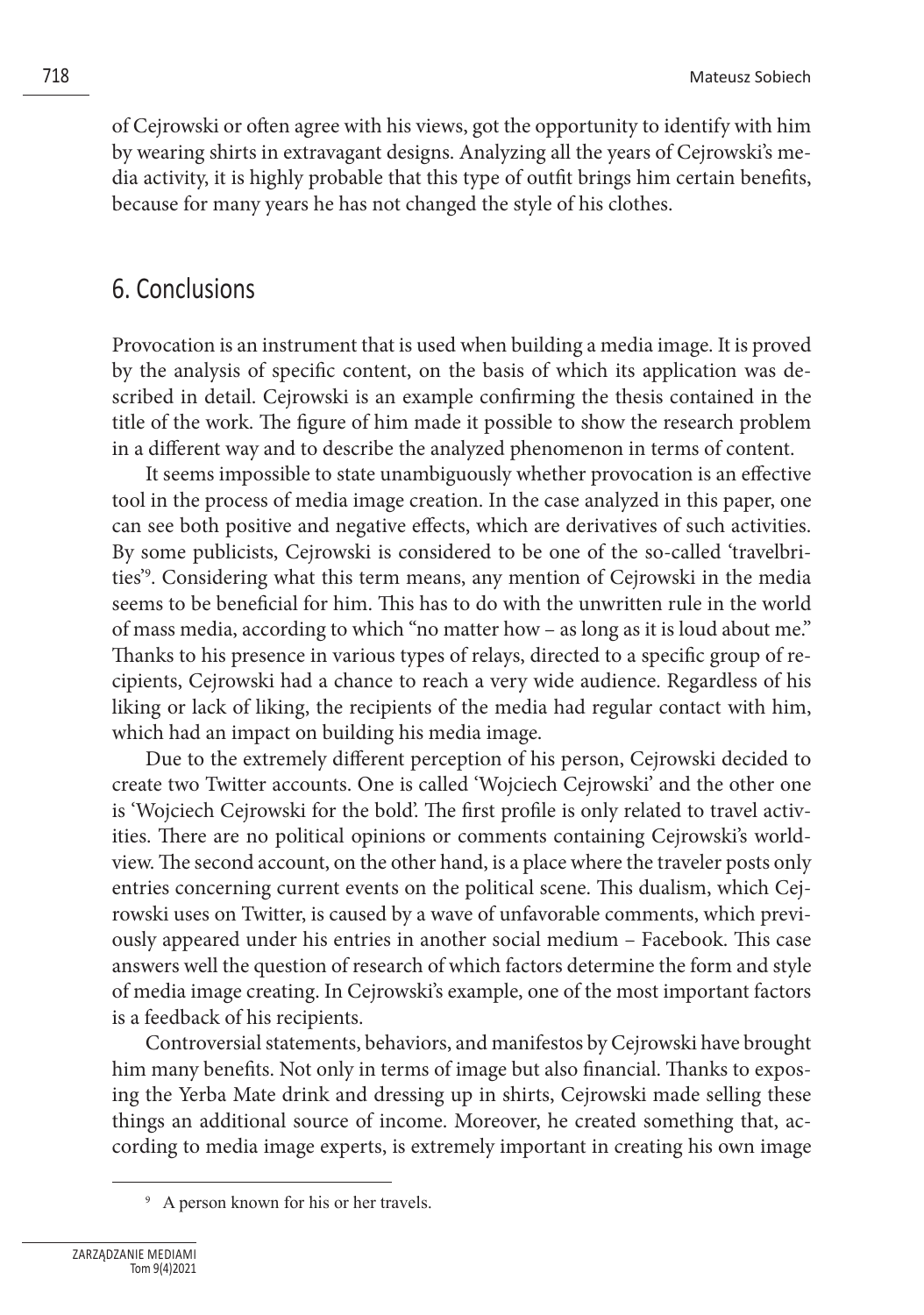of Cejrowski or often agree with his views, got the opportunity to identify with him by wearing shirts in extravagant designs. Analyzing all the years of Cejrowski's media activity, it is highly probable that this type of outfit brings him certain benefits, because for many years he has not changed the style of his clothes.

## 6. Conclusions

Provocation is an instrument that is used when building a media image. It is proved by the analysis of specific content, on the basis of which its application was described in detail. Cejrowski is an example confirming the thesis contained in the title of the work. The figure of him made it possible to show the research problem in a different way and to describe the analyzed phenomenon in terms of content.

It seems impossible to state unambiguously whether provocation is an effective tool in the process of media image creation. In the case analyzed in this paper, one can see both positive and negative effects, which are derivatives of such activities. By some publicists, Cejrowski is considered to be one of the so-called 'travelbrities'[9]. Considering what this term means, any mention of Cejrowski in the media seems to be beneficial for him. This has to do with the unwritten rule in the world of mass media, according to which "no matter how – as long as it is loud about me." Thanks to his presence in various types of relays, directed to a specific group of recipients, Cejrowski had a chance to reach a very wide audience. Regardless of his liking or lack of liking, the recipients of the media had regular contact with him, which had an impact on building his media image.

Due to the extremely different perception of his person, Cejrowski decided to create two Twitter accounts. One is called 'Wojciech Cejrowski' and the other one is 'Wojciech Cejrowski for the bold'. The first profile is only related to travel activities. There are no political opinions or comments containing Cejrowski's worldview. The second account, on the other hand, is a place where the traveler posts only entries concerning current events on the political scene. This dualism, which Cejrowski uses on Twitter, is caused by a wave of unfavorable comments, which previously appeared under his entries in another social medium – Facebook. This case answers well the question of research of which factors determine the form and style of media image creating. In Cejrowski's example, one of the most important factors is a feedback of his recipients.

Controversial statements, behaviors, and manifestos by Cejrowski have brought him many benefits. Not only in terms of image but also financial. Thanks to exposing the Yerba Mate drink and dressing up in shirts, Cejrowski made selling these things an additional source of income. Moreover, he created something that, according to media image experts, is extremely important in creating his own image

[9] A person known for his or her travels.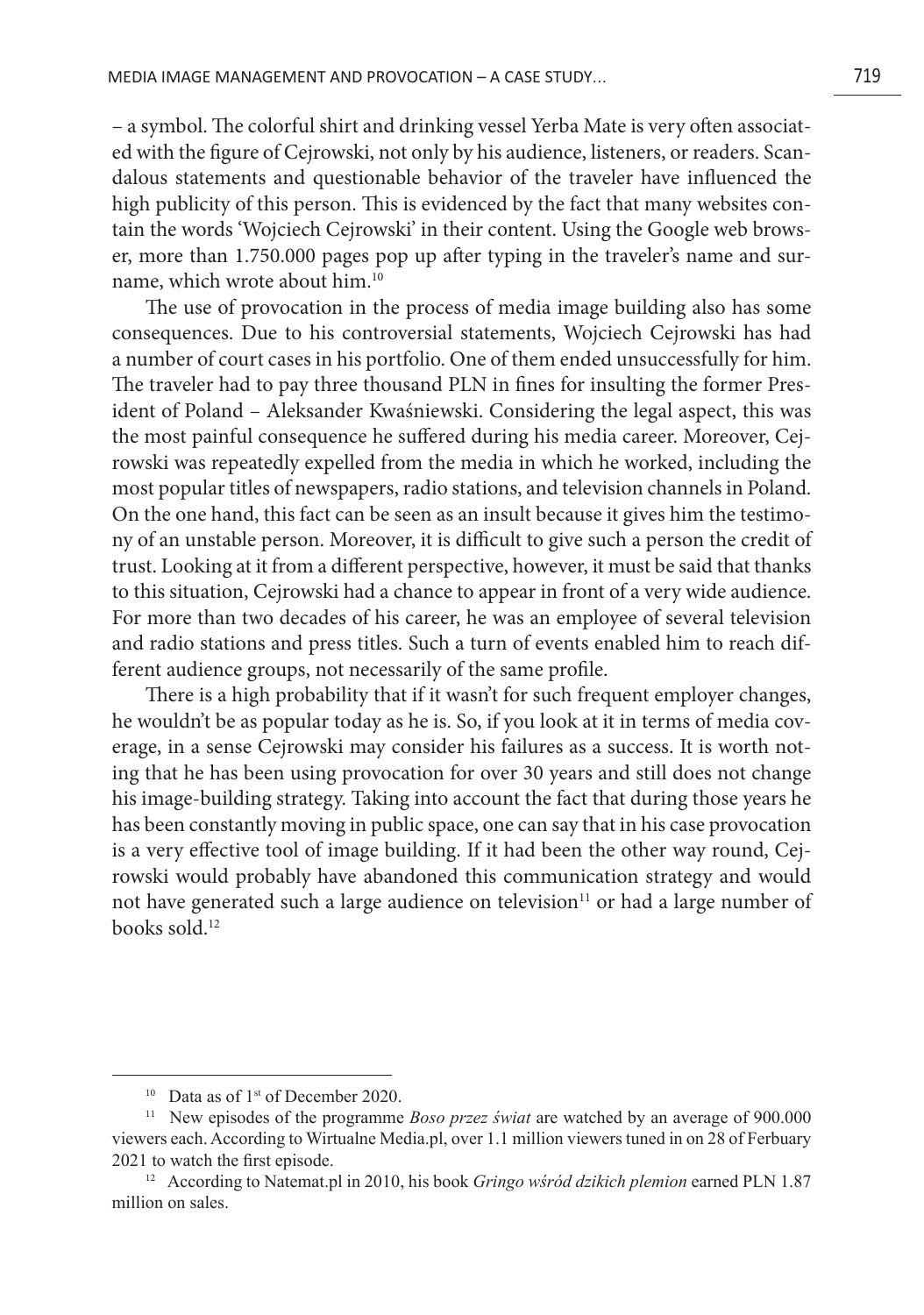– a symbol. The colorful shirt and drinking vessel Yerba Mate is very often associated with the figure of Cejrowski, not only by his audience, listeners, or readers. Scandalous statements and questionable behavior of the traveler have influenced the high publicity of this person. This is evidenced by the fact that many websites contain the words 'Wojciech Cejrowski' in their content. Using the Google web browser, more than 1.750.000 pages pop up after typing in the traveler's name and surname, which wrote about him.[10]

The use of provocation in the process of media image building also has some consequences. Due to his controversial statements, Wojciech Cejrowski has had a number of court cases in his portfolio. One of them ended unsuccessfully for him. The traveler had to pay three thousand PLN in fines for insulting the former President of Poland – Aleksander Kwaśniewski. Considering the legal aspect, this was the most painful consequence he suffered during his media career. Moreover, Cejrowski was repeatedly expelled from the media in which he worked, including the most popular titles of newspapers, radio stations, and television channels in Poland. On the one hand, this fact can be seen as an insult because it gives him the testimony of an unstable person. Moreover, it is difficult to give such a person the credit of trust. Looking at it from a different perspective, however, it must be said that thanks to this situation, Cejrowski had a chance to appear in front of a very wide audience. For more than two decades of his career, he was an employee of several television and radio stations and press titles. Such a turn of events enabled him to reach different audience groups, not necessarily of the same profile.

There is a high probability that if it wasn't for such frequent employer changes, he wouldn't be as popular today as he is. So, if you look at it in terms of media coverage, in a sense Cejrowski may consider his failures as a success. It is worth noting that he has been using provocation for over 30 years and still does not change his image-building strategy. Taking into account the fact that during those years he has been constantly moving in public space, one can say that in his case provocation is a very effective tool of image building. If it had been the other way round, Cejrowski would probably have abandoned this communication strategy and would not have generated such a large audience on television[11] or had a large number of books sold.[12]

---

[10] Data as of 1st of December 2020.

[11] New episodes of the programme *Boso przez świat* are watched by an average of 900.000 viewers each. According to Wirtualne Media.pl, over 1.1 million viewers tuned in on 28 of Ferbuary 2021 to watch the first episode.

[12] According to Natemat.pl in 2010, his book *Gringo wśród dzikich plemion* earned PLN 1.87 million on sales.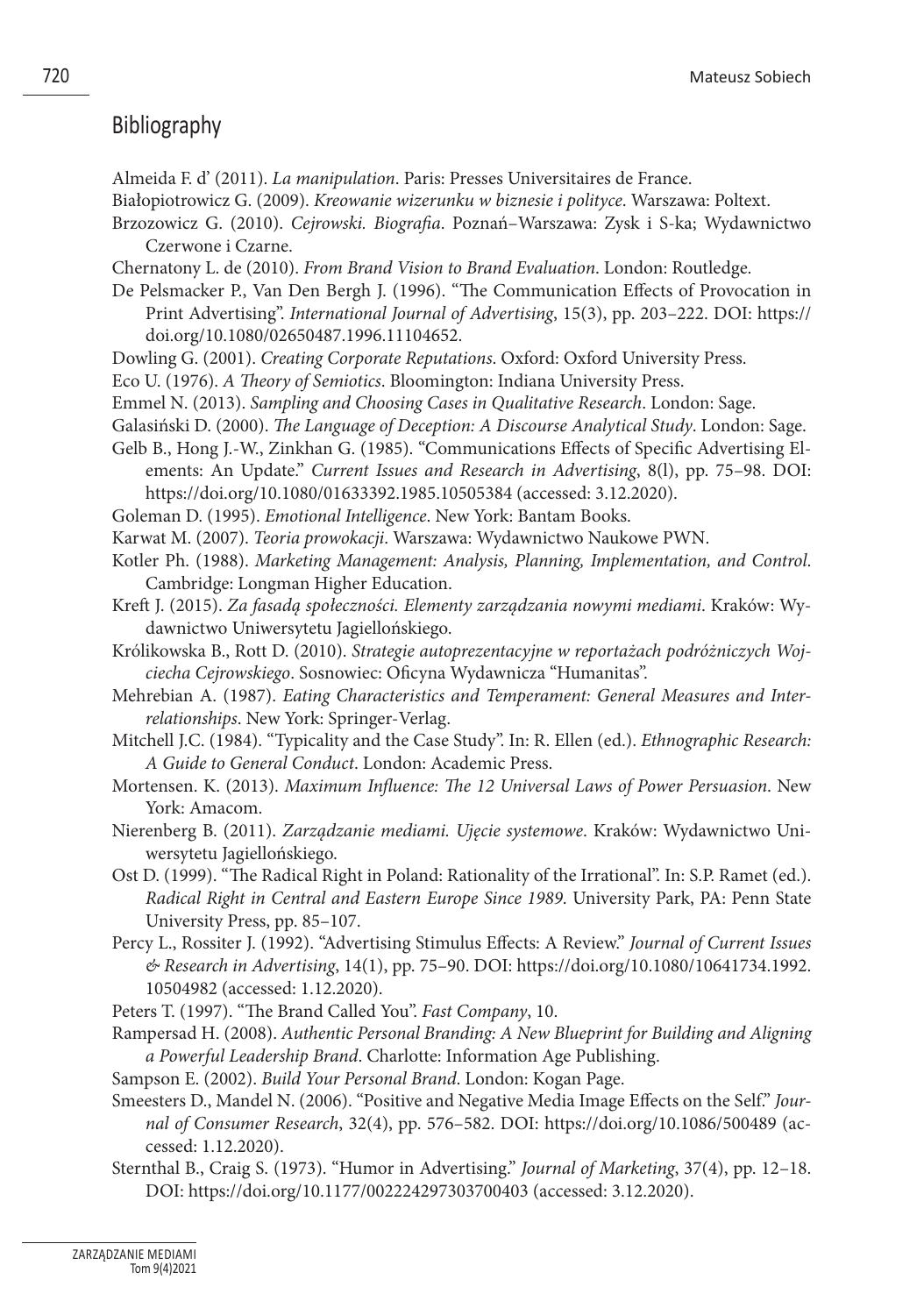## Bibliography

Almeida F. d' (2011). *La manipulation*. Paris: Presses Universitaires de France.

Białopiotrowicz G. (2009). *Kreowanie wizerunku w biznesie i polityce*. Warszawa: Poltext.

Brzozowicz G. (2010). *Cejrowski. Biografia*. Poznań–Warszawa: Zysk i S-ka; Wydawnictwo Czerwone i Czarne.

Chernatony L. de (2010). *From Brand Vision to Brand Evaluation*. London: Routledge.

De Pelsmacker P., Van Den Bergh J. (1996). "The Communication Effects of Provocation in Print Advertising". *International Journal of Advertising*, 15(3), pp. 203–222. DOI: https://doi.org/10.1080/02650487.1996.11104652.

Dowling G. (2001). *Creating Corporate Reputations*. Oxford: Oxford University Press.

Eco U. (1976). *A Theory of Semiotics*. Bloomington: Indiana University Press.

Emmel N. (2013). *Sampling and Choosing Cases in Qualitative Research*. London: Sage.

Galasiński D. (2000). *The Language of Deception: A Discourse Analytical Study*. London: Sage.

Gelb B., Hong J.-W., Zinkhan G. (1985). "Communications Effects of Specific Advertising Elements: An Update." *Current Issues and Research in Advertising*, 8(l), pp. 75–98. DOI: https://doi.org/10.1080/01633392.1985.10505384 (accessed: 3.12.2020).

Goleman D. (1995). *Emotional Intelligence*. New York: Bantam Books.

Karwat M. (2007). *Teoria prowokacji*. Warszawa: Wydawnictwo Naukowe PWN.

Kotler Ph. (1988). *Marketing Management: Analysis, Planning, Implementation, and Control*. Cambridge: Longman Higher Education.

Kreft J. (2015). *Za fasadą społeczności. Elementy zarządzania nowymi mediami*. Kraków: Wydawnictwo Uniwersytetu Jagiellońskiego.

Królikowska B., Rott D. (2010). *Strategie autoprezentacyjne w reportażach podróżniczych Wojciecha Cejrowskiego*. Sosnowiec: Oficyna Wydawnicza "Humanitas".

Mehrebian A. (1987). *Eating Characteristics and Temperament: General Measures and Interrelationships*. New York: Springer-Verlag.

Mitchell J.C. (1984). "Typicality and the Case Study". In: R. Ellen (ed.). *Ethnographic Research: A Guide to General Conduct*. London: Academic Press.

Mortensen. K. (2013). *Maximum Influence: The 12 Universal Laws of Power Persuasion*. New York: Amacom.

Nierenberg B. (2011). *Zarządzanie mediami. Ujęcie systemowe*. Kraków: Wydawnictwo Uniwersytetu Jagiellońskiego.

Ost D. (1999). "The Radical Right in Poland: Rationality of the Irrational". In: S.P. Ramet (ed.). *Radical Right in Central and Eastern Europe Since 1989*. University Park, PA: Penn State University Press, pp. 85–107.

Percy L., Rossiter J. (1992). "Advertising Stimulus Effects: A Review." *Journal of Current Issues & Research in Advertising*, 14(1), pp. 75–90. DOI: https://doi.org/10.1080/10641734.1992.10504982 (accessed: 1.12.2020).

Peters T. (1997). "The Brand Called You". *Fast Company*, 10.

Rampersad H. (2008). *Authentic Personal Branding: A New Blueprint for Building and Aligning a Powerful Leadership Brand*. Charlotte: Information Age Publishing.

Sampson E. (2002). *Build Your Personal Brand*. London: Kogan Page.

Smeesters D., Mandel N. (2006). "Positive and Negative Media Image Effects on the Self." *Journal of Consumer Research*, 32(4), pp. 576–582. DOI: https://doi.org/10.1086/500489 (accessed: 1.12.2020).

Sternthal B., Craig S. (1973). "Humor in Advertising." *Journal of Marketing*, 37(4), pp. 12–18. DOI: https://doi.org/10.1177/002224297303700403 (accessed: 3.12.2020).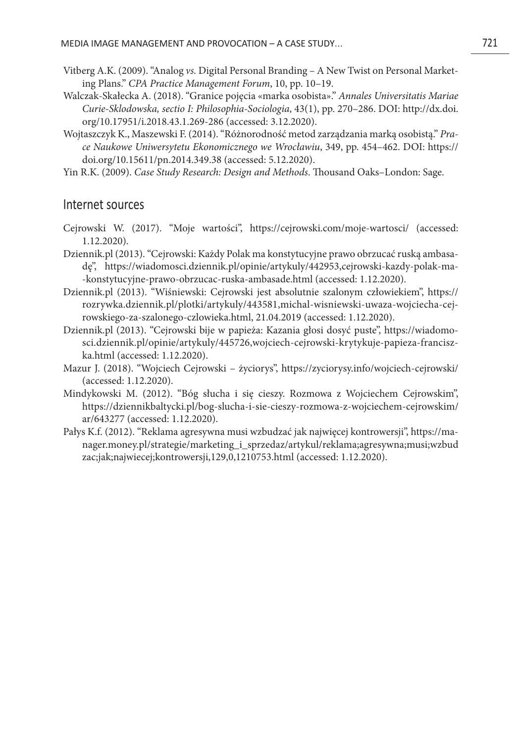Vitberg A.K. (2009). "Analog *vs.* Digital Personal Branding – A New Twist on Personal Marketing Plans." *CPA Practice Management Forum*, 10, pp. 10–19.

Walczak-Skałecka A. (2018). "Granice pojęcia «marka osobista»." *Annales Universitatis Mariae Curie-Sklodowska, sectio I: Philosophia-Sociologia*, 43(1), pp. 270–286. DOI: http://dx.doi.org/10.17951/i.2018.43.1.269-286 (accessed: 3.12.2020).

Wojtaszczyk K., Maszewski F. (2014). "Różnorodność metod zarządzania marką osobistą." *Prace Naukowe Uniwersytetu Ekonomicznego we Wrocławiu*, 349, pp. 454–462. DOI: https://doi.org/10.15611/pn.2014.349.38 (accessed: 5.12.2020).

Yin R.K. (2009). *Case Study Research: Design and Methods*. Thousand Oaks–London: Sage.

## Internet sources

Cejrowski W. (2017). "Moje wartości", https://cejrowski.com/moje-wartosci/ (accessed: 1.12.2020).

Dziennik.pl (2013). "Cejrowski: Każdy Polak ma konstytucyjne prawo obrzucać ruską ambasadę", https://wiadomosci.dziennik.pl/opinie/artykuly/442953,cejrowski-kazdy-polak-ma-konstytucyjne-prawo-obrzucac-ruska-ambasade.html (accessed: 1.12.2020).

Dziennik.pl (2013). "Wiśniewski: Cejrowski jest absolutnie szalonym człowiekiem", https://rozrywka.dziennik.pl/plotki/artykuly/443581,michal-wisniewski-uwaza-wojciecha-cejrowskiego-za-szalonego-czlowieka.html, 21.04.2019 (accessed: 1.12.2020).

Dziennik.pl (2013). "Cejrowski bije w papieża: Kazania głosi dosyć puste", https://wiadomosci.dziennik.pl/opinie/artykuly/445726,wojciech-cejrowski-krytykuje-papieza-franciszka.html (accessed: 1.12.2020).

Mazur J. (2018). "Wojciech Cejrowski – życiorys", https://zyciorysy.info/wojciech-cejrowski/ (accessed: 1.12.2020).

Mindykowski M. (2012). "Bóg słucha i się cieszy. Rozmowa z Wojciechem Cejrowskim", https://dziennikbaltycki.pl/bog-slucha-i-sie-cieszy-rozmowa-z-wojciechem-cejrowskim/ar/643277 (accessed: 1.12.2020).

Pałys K.f. (2012). "Reklama agresywna musi wzbudzać jak najwięcej kontrowersji", https://manager.money.pl/strategie/marketing_i_sprzedaz/artykul/reklama;agresywna;musi;wzbudzac;jak;najwiecej;kontrowersji,129,0,1210753.html (accessed: 1.12.2020).